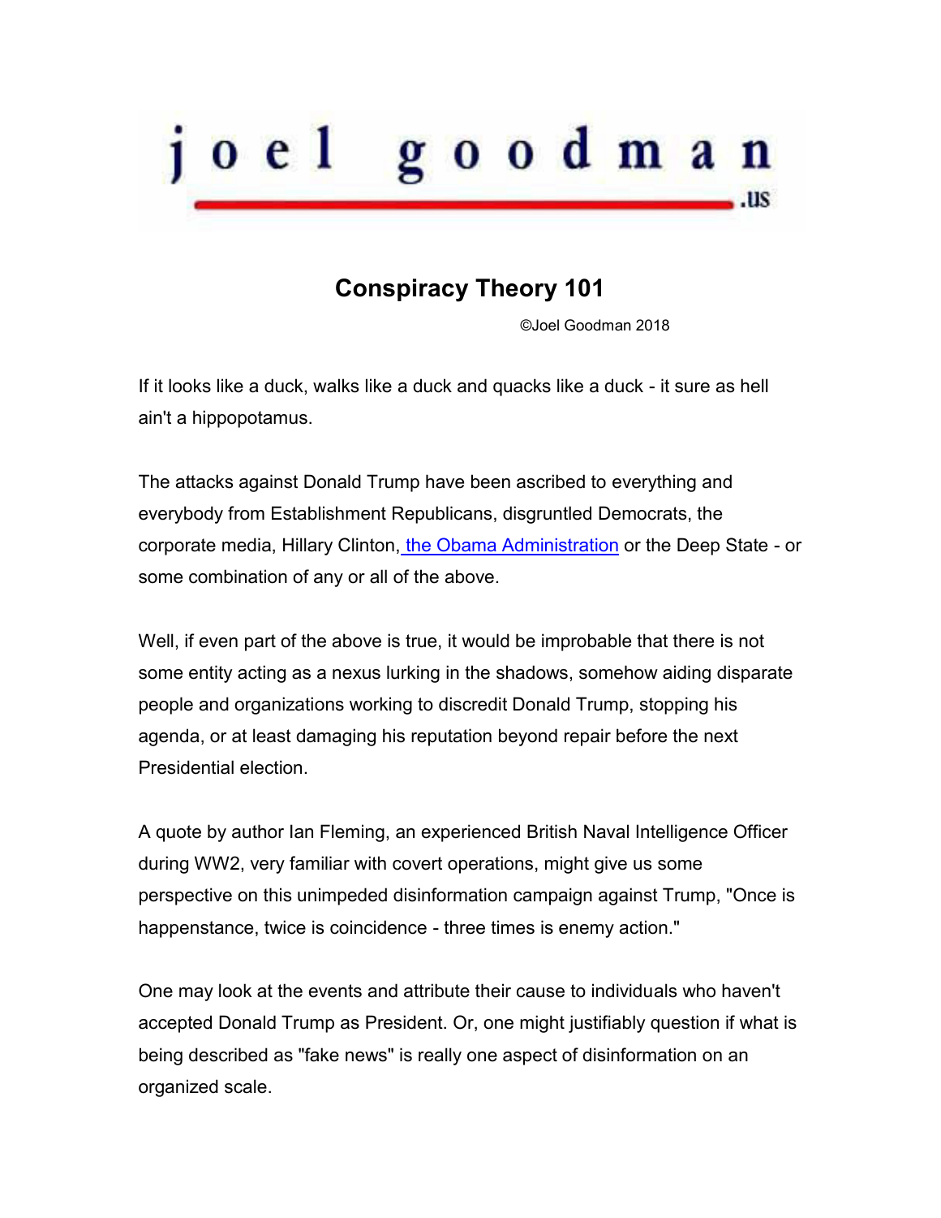# joel goodman .us

## Conspiracy Theory 101

©Joel Goodman 2018

If it looks like a duck, walks like a duck and quacks like a duck - it sure as hell ain't a hippopotamus.

The attacks against Donald Trump have been ascribed to everything and everybody from Establishment Republicans, disgruntled Democrats, the corporate media, Hillary Clinton, the Obama Administration or the Deep State - or some combination of any or all of the above.

Well, if even part of the above is true, it would be improbable that there is not some entity acting as a nexus lurking in the shadows, somehow aiding disparate people and organizations working to discredit Donald Trump, stopping his agenda, or at least damaging his reputation beyond repair before the next Presidential election.

A quote by author Ian Fleming, an experienced British Naval Intelligence Officer during WW2, very familiar with covert operations, might give us some perspective on this unimpeded disinformation campaign against Trump, "Once is happenstance, twice is coincidence - three times is enemy action."

One may look at the events and attribute their cause to individuals who haven't accepted Donald Trump as President. Or, one might justifiably question if what is being described as "fake news" is really one aspect of disinformation on an organized scale.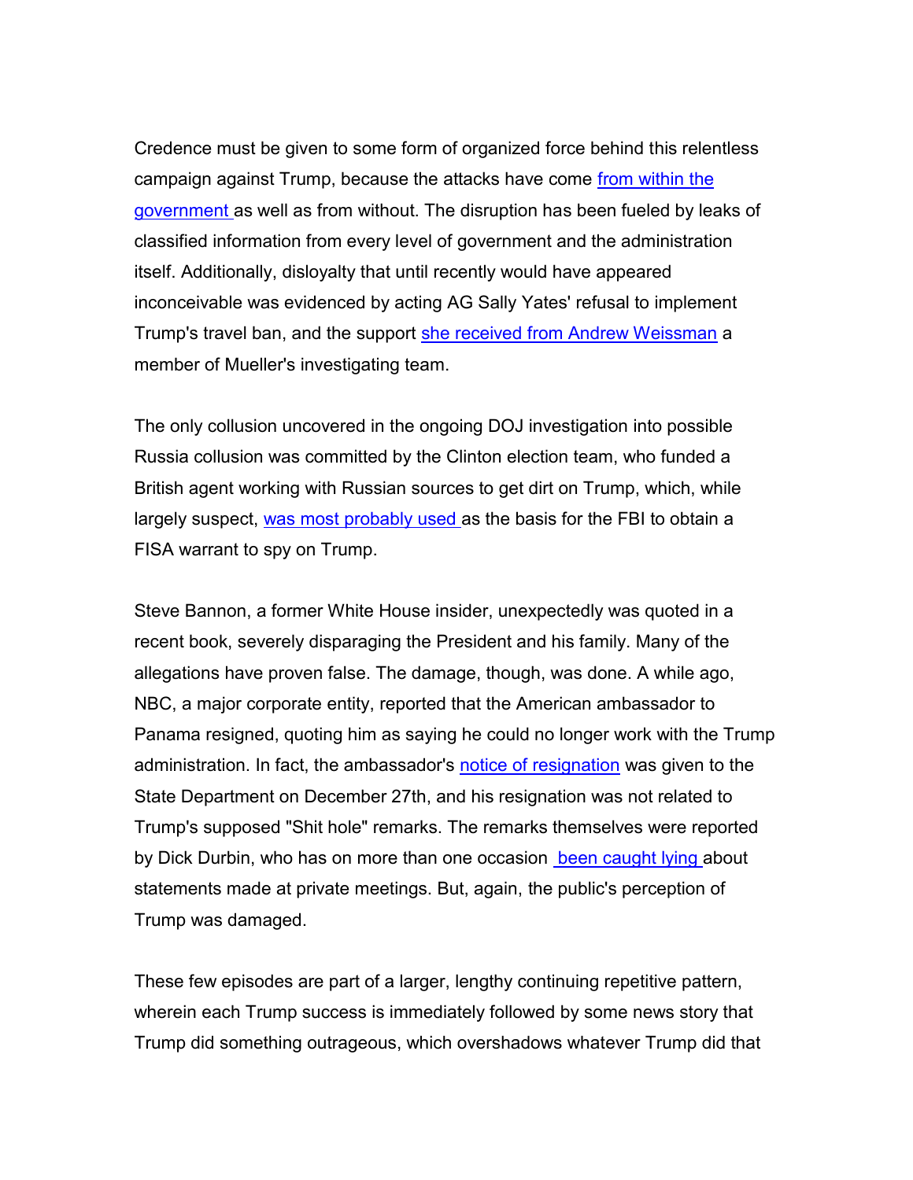Credence must be given to some form of organized force behind this relentless campaign against Trump, because the attacks have come from within the government as well as from without. The disruption has been fueled by leaks of classified information from every level of government and the administration itself. Additionally, disloyalty that until recently would have appeared inconceivable was evidenced by acting AG Sally Yates' refusal to implement Trump's travel ban, and the support she received from Andrew Weissman a member of Mueller's investigating team.

The only collusion uncovered in the ongoing DOJ investigation into possible Russia collusion was committed by the Clinton election team, who funded a British agent working with Russian sources to get dirt on Trump, which, while largely suspect, was most probably used as the basis for the FBI to obtain a FISA warrant to spy on Trump.

Steve Bannon, a former White House insider, unexpectedly was quoted in a recent book, severely disparaging the President and his family. Many of the allegations have proven false. The damage, though, was done. A while ago, NBC, a major corporate entity, reported that the American ambassador to Panama resigned, quoting him as saying he could no longer work with the Trump administration. In fact, the ambassador's notice of resignation was given to the State Department on December 27th, and his resignation was not related to Trump's supposed "Shit hole" remarks. The remarks themselves were reported by Dick Durbin, who has on more than one occasion been caught lying about statements made at private meetings. But, again, the public's perception of Trump was damaged.

These few episodes are part of a larger, lengthy continuing repetitive pattern, wherein each Trump success is immediately followed by some news story that Trump did something outrageous, which overshadows whatever Trump did that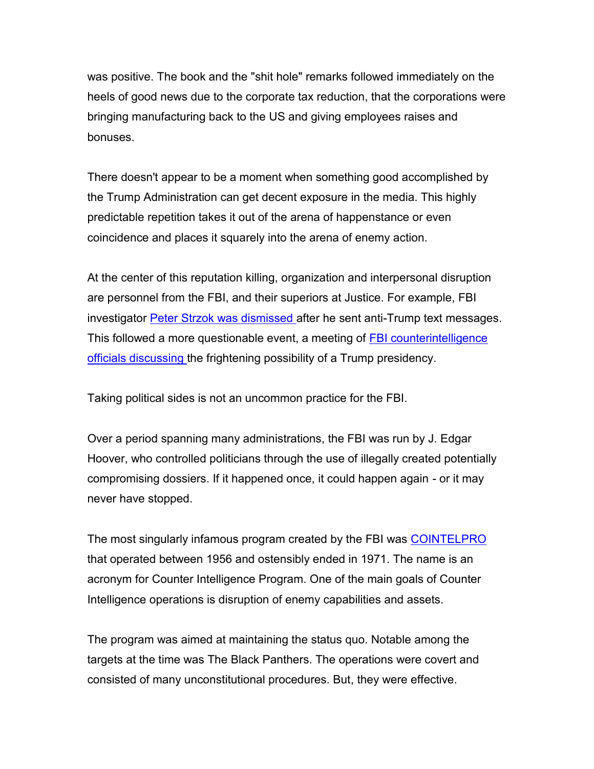was positive. The book and the "shit hole" remarks followed immediately on the heels of good news due to the corporate tax reduction, that the corporations were bringing manufacturing back to the US and giving employees raises and bonuses.

There doesn't appear to be a moment when something good accomplished by the Trump Administration can get decent exposure in the media. This highly predictable repetition takes it out of the arena of happenstance or even coincidence and places it squarely into the arena of enemy action.

At the center of this reputation killing, organization and interpersonal disruption are personnel from the FBI, and their superiors at Justice. For example, FBI investigator Peter Strzok was dismissed after he sent anti-Trump text messages. This followed a more questionable event, a meeting of FBI counterintelligence officials discussing the frightening possibility of a Trump presidency.

Taking political sides is not an uncommon practice for the FBI.

Over a period spanning many administrations, the FBI was run by J. Edgar Hoover, who controlled politicians through the use of illegally created potentially compromising dossiers. If it happened once, it could happen again - or it may never have stopped.

The most singularly infamous program created by the FBI was COINTELPRO that operated between 1956 and ostensibly ended in 1971. The name is an acronym for Counter Intelligence Program. One of the main goals of Counter Intelligence operations is disruption of enemy capabilities and assets.

The program was aimed at maintaining the status quo. Notable among the targets at the time was The Black Panthers. The operations were covert and consisted of many unconstitutional procedures. But, they were effective.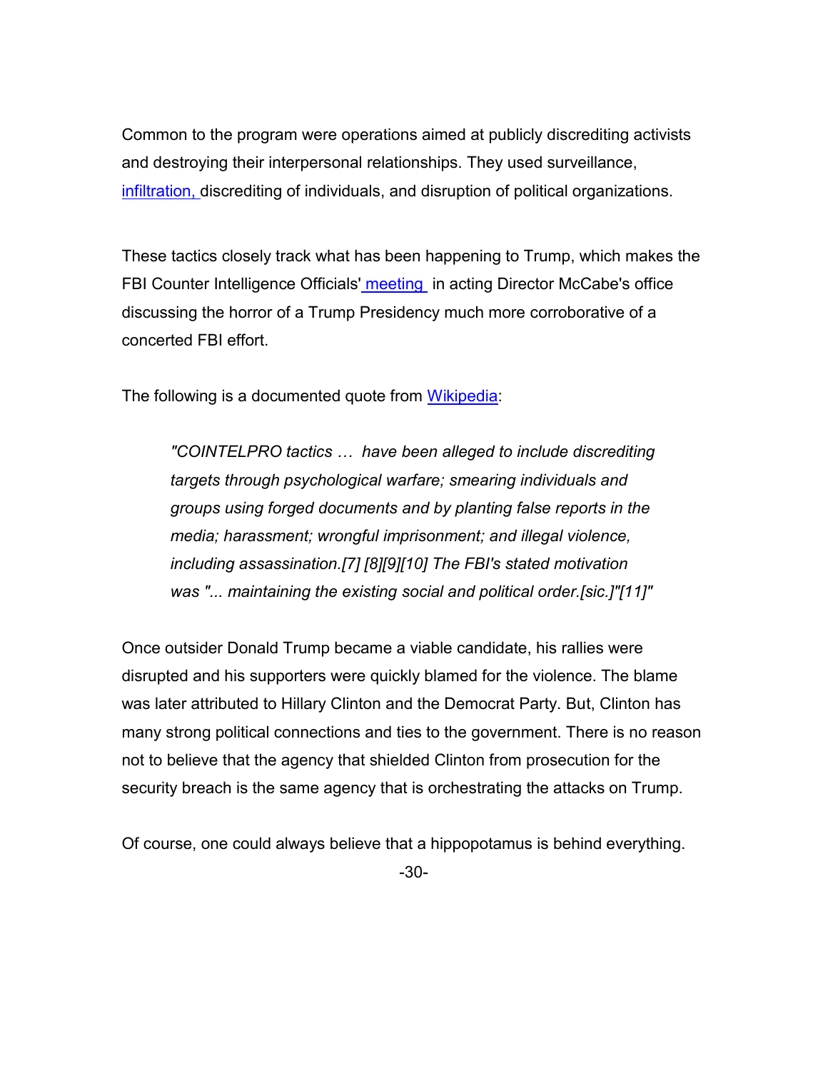Common to the program were operations aimed at publicly discrediting activists and destroying their interpersonal relationships. They used surveillance, infiltration, discrediting of individuals, and disruption of political organizations.

These tactics closely track what has been happening to Trump, which makes the FBI Counter Intelligence Officials' meeting in acting Director McCabe's office discussing the horror of a Trump Presidency much more corroborative of a concerted FBI effort.

The following is a documented quote from Wikipedia:

> *"COINTELPRO tactics … have been alleged to include discrediting targets through psychological warfare; smearing individuals and groups using forged documents and by planting false reports in the media; harassment; wrongful imprisonment; and illegal violence, including assassination.[7] [8][9][10] The FBI's stated motivation was "... maintaining the existing social and political order.[sic.]"[11]"*

Once outsider Donald Trump became a viable candidate, his rallies were disrupted and his supporters were quickly blamed for the violence. The blame was later attributed to Hillary Clinton and the Democrat Party. But, Clinton has many strong political connections and ties to the government. There is no reason not to believe that the agency that shielded Clinton from prosecution for the security breach is the same agency that is orchestrating the attacks on Trump.

Of course, one could always believe that a hippopotamus is behind everything.